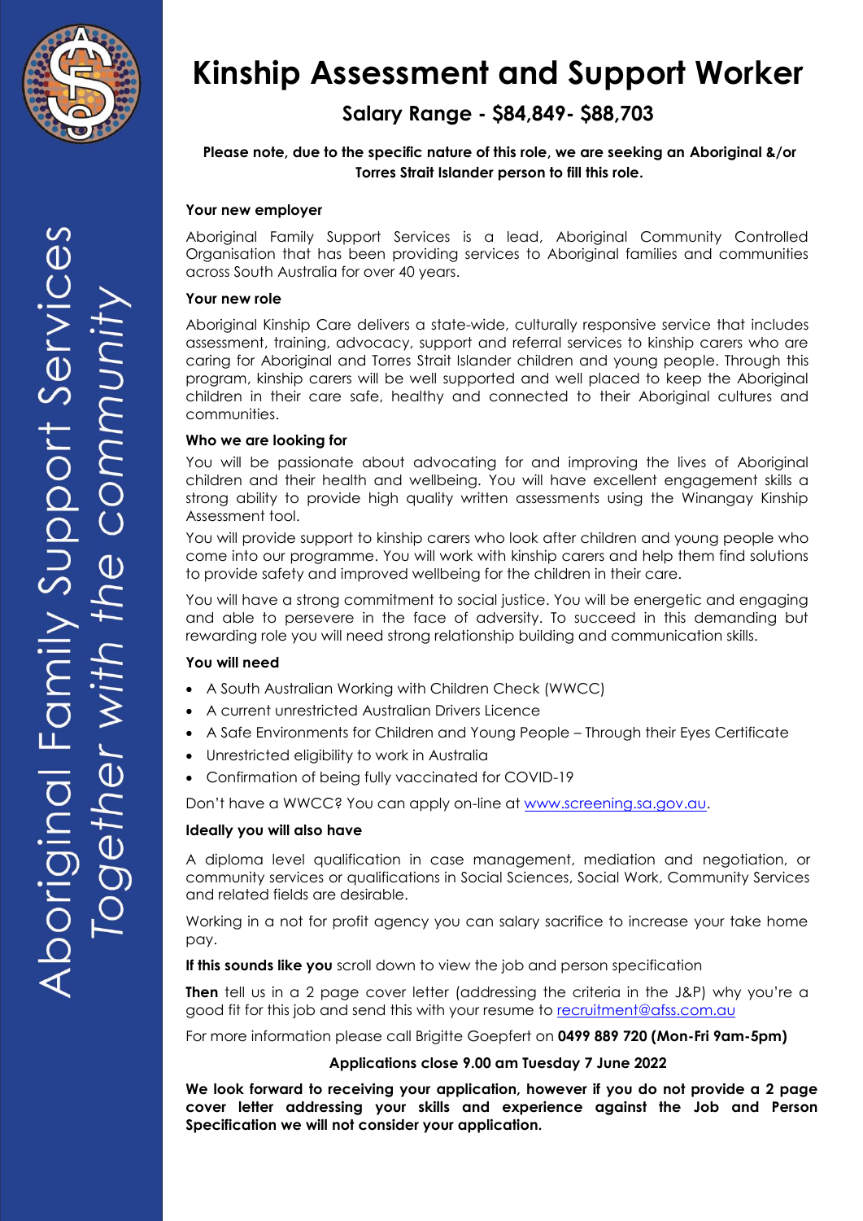Aboriginal Family Support Services
*Together with the community*

# Kinship Assessment and Support Worker

## Salary Range - $84,849- $88,703

**Please note, due to the specific nature of this role, we are seeking an Aboriginal &/or Torres Strait Islander person to fill this role.**

### Your new employer

Aboriginal Family Support Services is a lead, Aboriginal Community Controlled Organisation that has been providing services to Aboriginal families and communities across South Australia for over 40 years.

### Your new role

Aboriginal Kinship Care delivers a state-wide, culturally responsive service that includes assessment, training, advocacy, support and referral services to kinship carers who are caring for Aboriginal and Torres Strait Islander children and young people. Through this program, kinship carers will be well supported and well placed to keep the Aboriginal children in their care safe, healthy and connected to their Aboriginal cultures and communities.

### Who we are looking for

You will be passionate about advocating for and improving the lives of Aboriginal children and their health and wellbeing. You will have excellent engagement skills a strong ability to provide high quality written assessments using the Winangay Kinship Assessment tool.

You will provide support to kinship carers who look after children and young people who come into our programme. You will work with kinship carers and help them find solutions to provide safety and improved wellbeing for the children in their care.

You will have a strong commitment to social justice. You will be energetic and engaging and able to persevere in the face of adversity. To succeed in this demanding but rewarding role you will need strong relationship building and communication skills.

### You will need

- A South Australian Working with Children Check (WWCC)
- A current unrestricted Australian Drivers Licence
- A Safe Environments for Children and Young People – Through their Eyes Certificate
- Unrestricted eligibility to work in Australia
- Confirmation of being fully vaccinated for COVID-19

Don't have a WWCC? You can apply on-line at www.screening.sa.gov.au.

### Ideally you will also have

A diploma level qualification in case management, mediation and negotiation, or community services or qualifications in Social Sciences, Social Work, Community Services and related fields are desirable.

Working in a not for profit agency you can salary sacrifice to increase your take home pay.

**If this sounds like you** scroll down to view the job and person specification

**Then** tell us in a 2 page cover letter (addressing the criteria in the J&P) why you're a good fit for this job and send this with your resume to recruitment@afss.com.au

For more information please call Brigitte Goepfert on **0499 889 720 (Mon-Fri 9am-5pm)**

**Applications close 9.00 am Tuesday 7 June 2022**

**We look forward to receiving your application, however if you do not provide a 2 page cover letter addressing your skills and experience against the Job and Person Specification we will not consider your application.**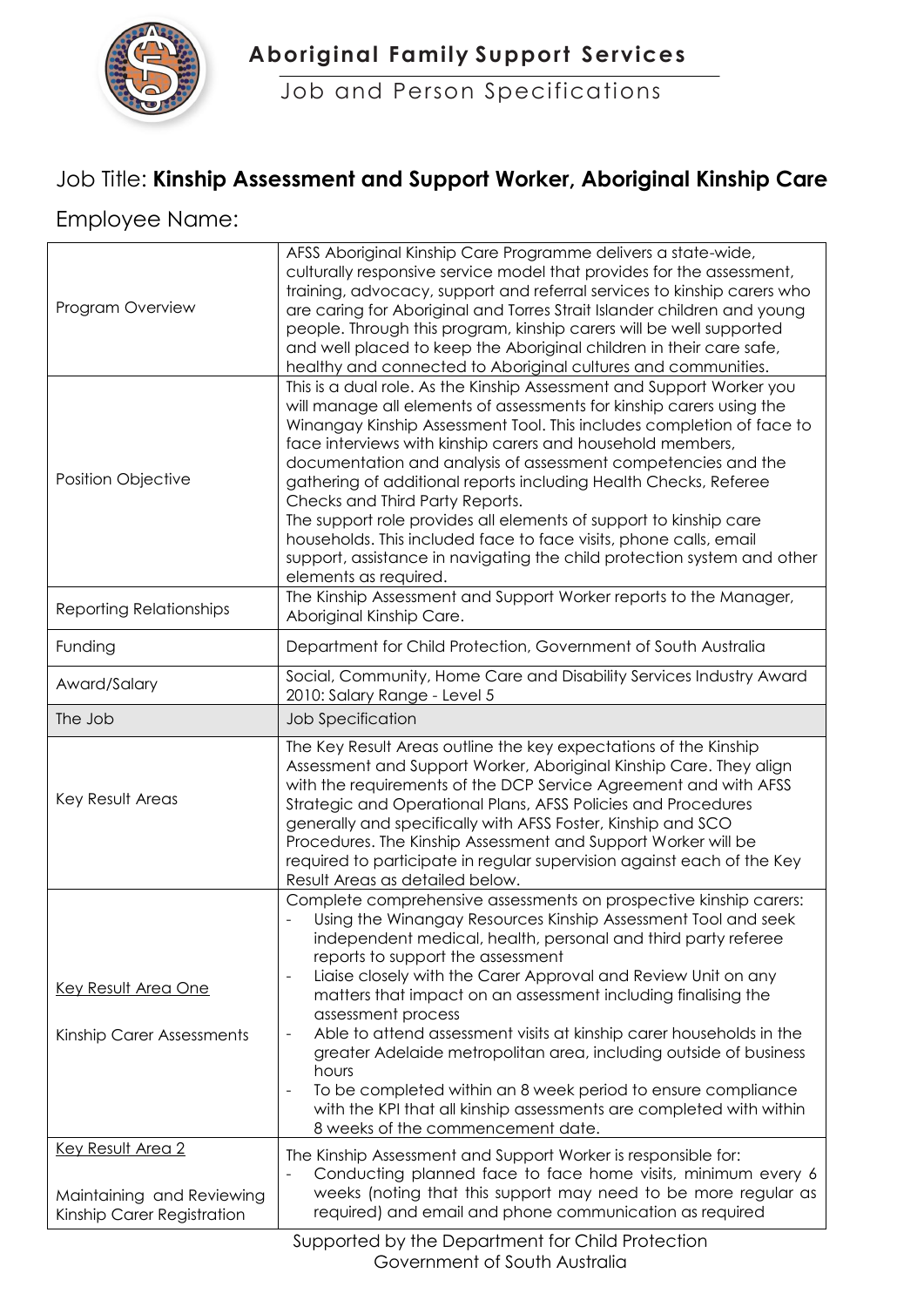# Aboriginal Family Support Services

## Job and Person Specifications

## Job Title: **Kinship Assessment and Support Worker, Aboriginal Kinship Care**

## Employee Name:

| | |
|---|---|
| Program Overview | AFSS Aboriginal Kinship Care Programme delivers a state-wide, culturally responsive service model that provides for the assessment, training, advocacy, support and referral services to kinship carers who are caring for Aboriginal and Torres Strait Islander children and young people. Through this program, kinship carers will be well supported and well placed to keep the Aboriginal children in their care safe, healthy and connected to Aboriginal cultures and communities. |
| Position Objective | This is a dual role. As the Kinship Assessment and Support Worker you will manage all elements of assessments for kinship carers using the Winangay Kinship Assessment Tool. This includes completion of face to face interviews with kinship carers and household members, documentation and analysis of assessment competencies and the gathering of additional reports including Health Checks, Referee Checks and Third Party Reports.<br>The support role provides all elements of support to kinship care households. This included face to face visits, phone calls, email support, assistance in navigating the child protection system and other elements as required. |
| Reporting Relationships | The Kinship Assessment and Support Worker reports to the Manager, Aboriginal Kinship Care. |
| Funding | Department for Child Protection, Government of South Australia |
| Award/Salary | Social, Community, Home Care and Disability Services Industry Award 2010: Salary Range - Level 5 |
| The Job | Job Specification |
| Key Result Areas | The Key Result Areas outline the key expectations of the Kinship Assessment and Support Worker, Aboriginal Kinship Care. They align with the requirements of the DCP Service Agreement and with AFSS Strategic and Operational Plans, AFSS Policies and Procedures generally and specifically with AFSS Foster, Kinship and SCO Procedures. The Kinship Assessment and Support Worker will be required to participate in regular supervision against each of the Key Result Areas as detailed below. |
| Key Result Area One<br><br>Kinship Carer Assessments | Complete comprehensive assessments on prospective kinship carers:<br>- Using the Winangay Resources Kinship Assessment Tool and seek independent medical, health, personal and third party referee reports to support the assessment<br>- Liaise closely with the Carer Approval and Review Unit on any matters that impact on an assessment including finalising the assessment process<br>- Able to attend assessment visits at kinship carer households in the greater Adelaide metropolitan area, including outside of business hours<br>- To be completed within an 8 week period to ensure compliance with the KPI that all kinship assessments are completed with within 8 weeks of the commencement date. |
| Key Result Area 2<br><br>Maintaining and Reviewing Kinship Carer Registration | The Kinship Assessment and Support Worker is responsible for:<br>- Conducting planned face to face home visits, minimum every 6 weeks (noting that this support may need to be more regular as required) and email and phone communication as required |

Supported by the Department for Child Protection
Government of South Australia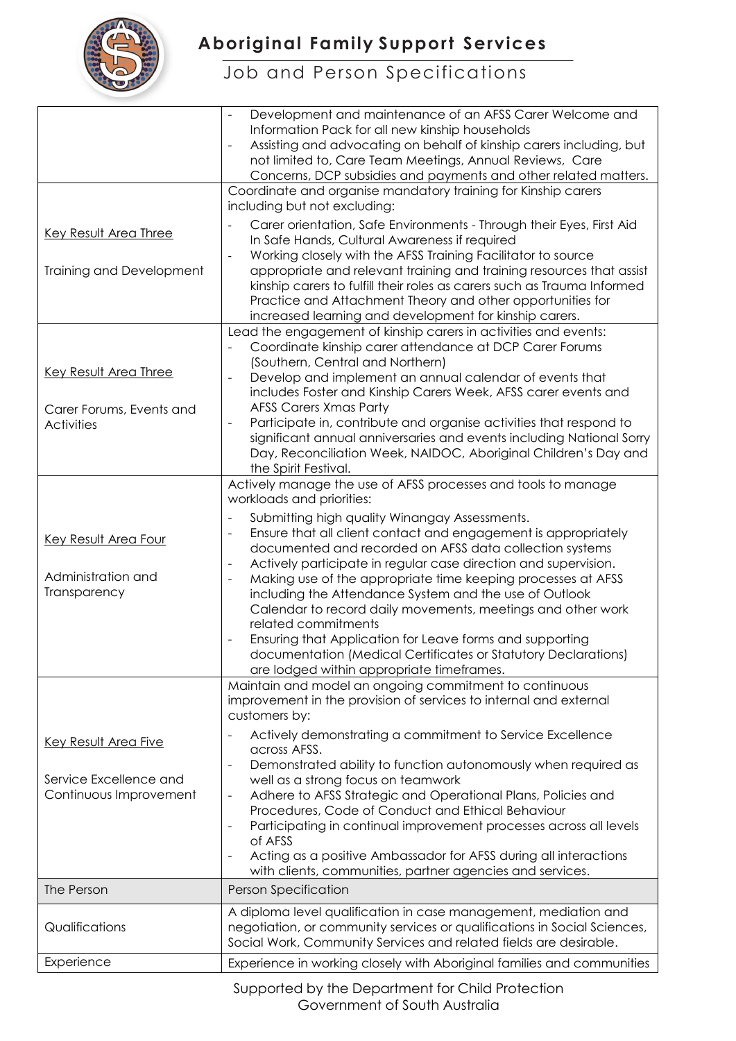| | |
|---|---|
| | - Development and maintenance of an AFSS Carer Welcome and Information Pack for all new kinship households<br>- Assisting and advocating on behalf of kinship carers including, but not limited to, Care Team Meetings, Annual Reviews, Care Concerns, DCP subsidies and payments and other related matters. |
| Key Result Area Three<br><br>Training and Development | Coordinate and organise mandatory training for Kinship carers including but not excluding:<br>- Carer orientation, Safe Environments - Through their Eyes, First Aid In Safe Hands, Cultural Awareness if required<br>- Working closely with the AFSS Training Facilitator to source appropriate and relevant training and training resources that assist kinship carers to fulfill their roles as carers such as Trauma Informed Practice and Attachment Theory and other opportunities for increased learning and development for kinship carers. |
| Key Result Area Three<br><br>Carer Forums, Events and Activities | Lead the engagement of kinship carers in activities and events:<br>- Coordinate kinship carer attendance at DCP Carer Forums (Southern, Central and Northern)<br>- Develop and implement an annual calendar of events that includes Foster and Kinship Carers Week, AFSS carer events and AFSS Carers Xmas Party<br>- Participate in, contribute and organise activities that respond to significant annual anniversaries and events including National Sorry Day, Reconciliation Week, NAIDOC, Aboriginal Children's Day and the Spirit Festival. |
| Key Result Area Four<br><br>Administration and Transparency | Actively manage the use of AFSS processes and tools to manage workloads and priorities:<br>- Submitting high quality Winangay Assessments.<br>- Ensure that all client contact and engagement is appropriately documented and recorded on AFSS data collection systems<br>- Actively participate in regular case direction and supervision.<br>- Making use of the appropriate time keeping processes at AFSS including the Attendance System and the use of Outlook Calendar to record daily movements, meetings and other work related commitments<br>- Ensuring that Application for Leave forms and supporting documentation (Medical Certificates or Statutory Declarations) are lodged within appropriate timeframes. |
| Key Result Area Five<br><br>Service Excellence and Continuous Improvement | Maintain and model an ongoing commitment to continuous improvement in the provision of services to internal and external customers by:<br>- Actively demonstrating a commitment to Service Excellence across AFSS.<br>- Demonstrated ability to function autonomously when required as well as a strong focus on teamwork<br>- Adhere to AFSS Strategic and Operational Plans, Policies and Procedures, Code of Conduct and Ethical Behaviour<br>- Participating in continual improvement processes across all levels of AFSS<br>- Acting as a positive Ambassador for AFSS during all interactions with clients, communities, partner agencies and services. |
| The Person | Person Specification |
| Qualifications | A diploma level qualification in case management, mediation and negotiation, or community services or qualifications in Social Sciences, Social Work, Community Services and related fields are desirable. |
| Experience | Experience in working closely with Aboriginal families and communities |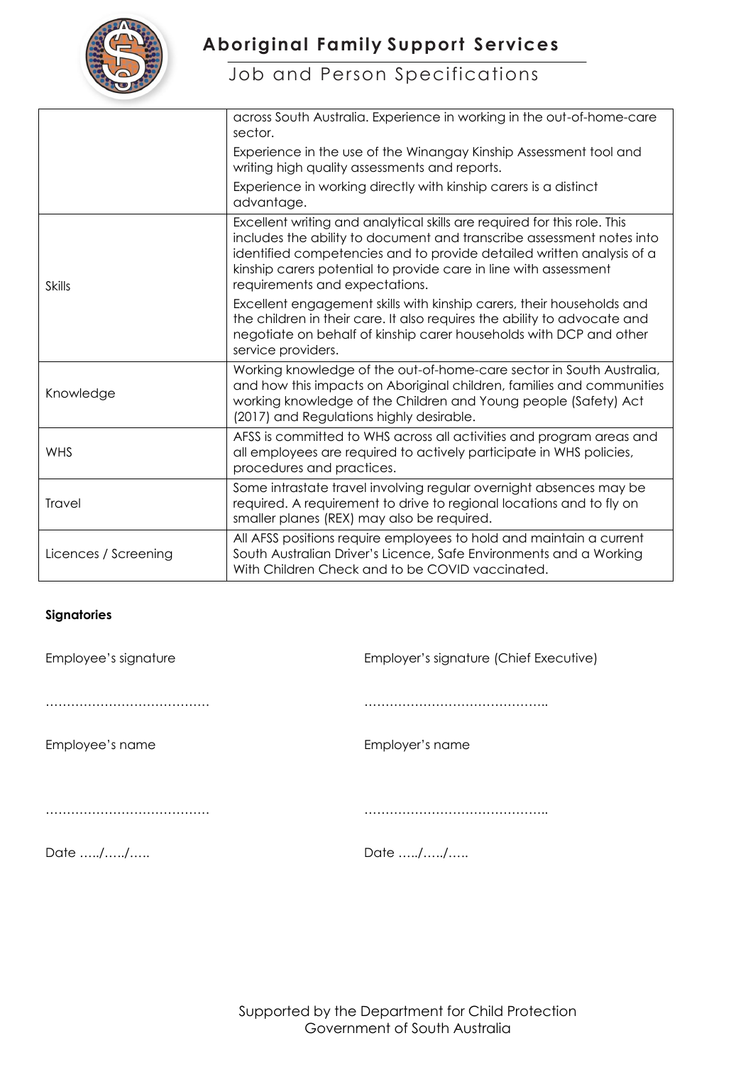| | |
|---|---|
| | across South Australia. Experience in working in the out-of-home-care sector.<br>Experience in the use of the Winangay Kinship Assessment tool and writing high quality assessments and reports.<br>Experience in working directly with kinship carers is a distinct advantage. |
| Skills | Excellent writing and analytical skills are required for this role. This includes the ability to document and transcribe assessment notes into identified competencies and to provide detailed written analysis of a kinship carers potential to provide care in line with assessment requirements and expectations.<br>Excellent engagement skills with kinship carers, their households and the children in their care. It also requires the ability to advocate and negotiate on behalf of kinship carer households with DCP and other service providers. |
| Knowledge | Working knowledge of the out-of-home-care sector in South Australia, and how this impacts on Aboriginal children, families and communities working knowledge of the Children and Young people (Safety) Act (2017) and Regulations highly desirable. |
| WHS | AFSS is committed to WHS across all activities and program areas and all employees are required to actively participate in WHS policies, procedures and practices. |
| Travel | Some intrastate travel involving regular overnight absences may be required. A requirement to drive to regional locations and to fly on smaller planes (REX) may also be required. |
| Licences / Screening | All AFSS positions require employees to hold and maintain a current South Australian Driver's Licence, Safe Environments and a Working With Children Check and to be COVID vaccinated. |

**Signatories**

| | |
|---|---|
| Employee's signature | Employer's signature (Chief Executive) |
| ………………………………… | …………………………………….. |
| Employee's name | Employer's name |
| ………………………………… | …………………………………….. |
| Date …../…../….. | Date …../…../….. |

Supported by the Department for Child Protection
Government of South Australia